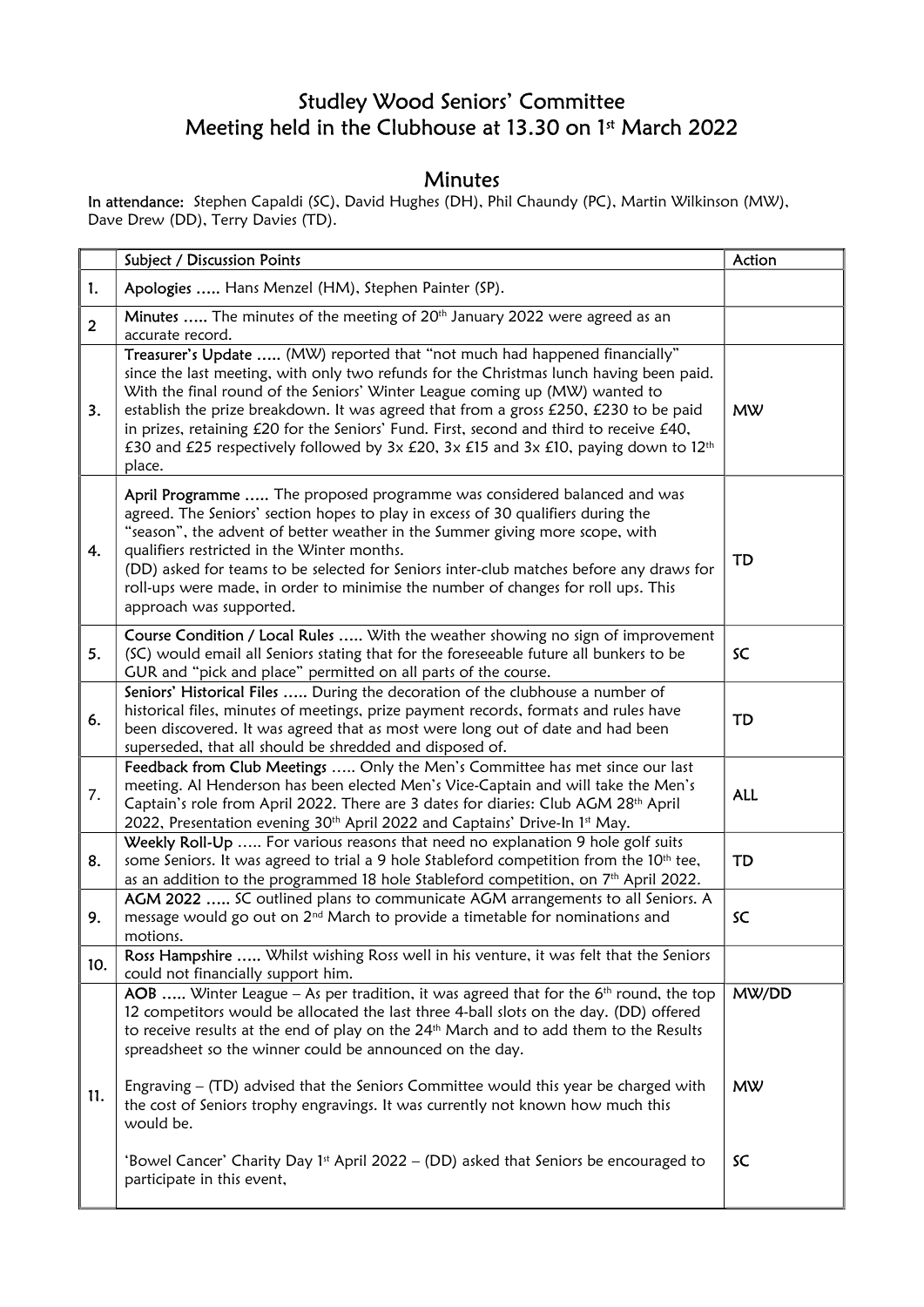# Studley Wood Seniors' Committee
# Meeting held in the Clubhouse at 13.30 on 1st March 2022

## Minutes

**In attendance:** Stephen Capaldi (SC), David Hughes (DH), Phil Chaundy (PC), Martin Wilkinson (MW), Dave Drew (DD), Terry Davies (TD).

| | Subject / Discussion Points | Action |
|---|---|---|
| 1. | **Apologies …..** Hans Menzel (HM), Stephen Painter (SP). | |
| 2 | **Minutes …..** The minutes of the meeting of 20th January 2022 were agreed as an accurate record. | |
| 3. | **Treasurer's Update …..** (MW) reported that "not much had happened financially" since the last meeting, with only two refunds for the Christmas lunch having been paid. With the final round of the Seniors' Winter League coming up (MW) wanted to establish the prize breakdown. It was agreed that from a gross £250, £230 to be paid in prizes, retaining £20 for the Seniors' Fund. First, second and third to receive £40, £30 and £25 respectively followed by 3x £20, 3x £15 and 3x £10, paying down to 12th place. | MW |
| 4. | **April Programme …..** The proposed programme was considered balanced and was agreed. The Seniors' section hopes to play in excess of 30 qualifiers during the "season", the advent of better weather in the Summer giving more scope, with qualifiers restricted in the Winter months.<br>(DD) asked for teams to be selected for Seniors inter-club matches before any draws for roll-ups were made, in order to minimise the number of changes for roll ups. This approach was supported. | TD |
| 5. | **Course Condition / Local Rules …..** With the weather showing no sign of improvement (SC) would email all Seniors stating that for the foreseeable future all bunkers to be GUR and "pick and place" permitted on all parts of the course. | SC |
| 6. | **Seniors' Historical Files …..** During the decoration of the clubhouse a number of historical files, minutes of meetings, prize payment records, formats and rules have been discovered. It was agreed that as most were long out of date and had been superseded, that all should be shredded and disposed of. | TD |
| 7. | **Feedback from Club Meetings …..** Only the Men's Committee has met since our last meeting. Al Henderson has been elected Men's Vice-Captain and will take the Men's Captain's role from April 2022. There are 3 dates for diaries: Club AGM 28th April 2022, Presentation evening 30th April 2022 and Captains' Drive-In 1st May. | ALL |
| 8. | **Weekly Roll-Up …..** For various reasons that need no explanation 9 hole golf suits some Seniors. It was agreed to trial a 9 hole Stableford competition from the 10th tee, as an addition to the programmed 18 hole Stableford competition, on 7th April 2022. | TD |
| 9. | **AGM 2022 …..** SC outlined plans to communicate AGM arrangements to all Seniors. A message would go out on 2nd March to provide a timetable for nominations and motions. | SC |
| 10. | **Ross Hampshire …..** Whilst wishing Ross well in his venture, it was felt that the Seniors could not financially support him. | |
| 11. | **AOB …..** Winter League – As per tradition, it was agreed that for the 6th round, the top 12 competitors would be allocated the last three 4-ball slots on the day. (DD) offered to receive results at the end of play on the 24th March and to add them to the Results spreadsheet so the winner could be announced on the day.<br><br>Engraving – (TD) advised that the Seniors Committee would this year be charged with the cost of Seniors trophy engravings. It was currently not known how much this would be.<br><br>'Bowel Cancer' Charity Day 1st April 2022 – (DD) asked that Seniors be encouraged to participate in this event, | MW/DD<br><br>MW<br><br>SC |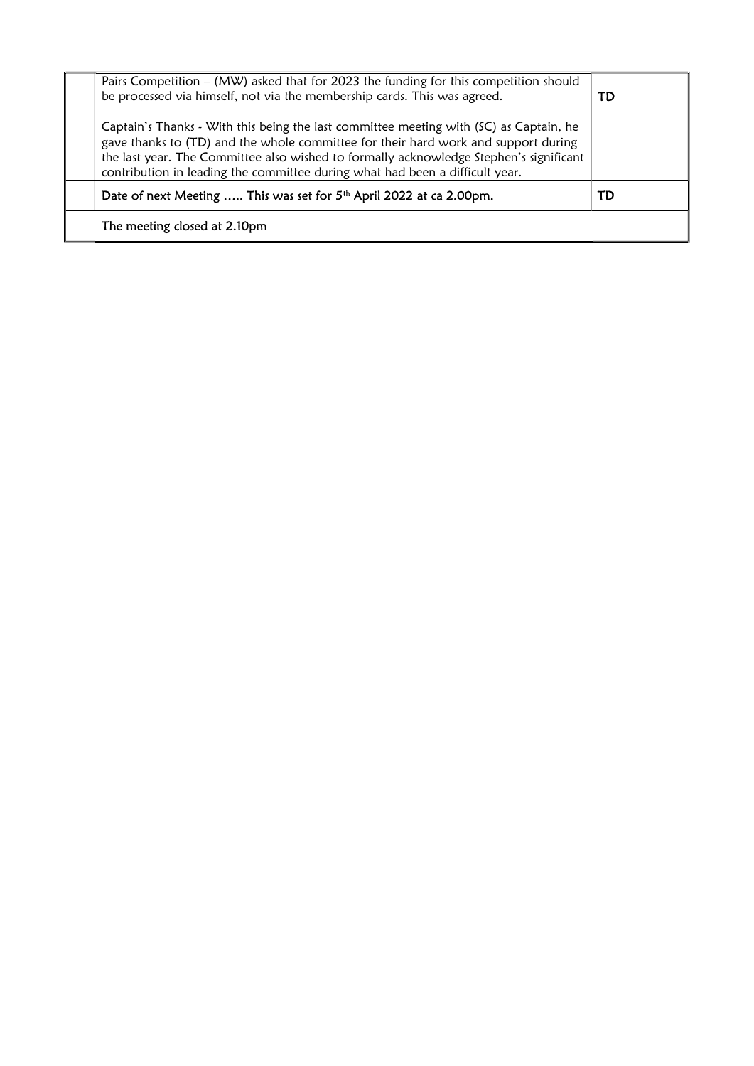| | | |
|---|---|---|
| | Pairs Competition – (MW) asked that for 2023 the funding for this competition should be processed via himself, not via the membership cards. This was agreed.<br><br>Captain's Thanks - With this being the last committee meeting with (SC) as Captain, he gave thanks to (TD) and the whole committee for their hard work and support during the last year. The Committee also wished to formally acknowledge Stephen's significant contribution in leading the committee during what had been a difficult year. | TD |
| | Date of next Meeting ….. This was set for 5th April 2022 at ca 2.00pm. | TD |
| | The meeting closed at 2.10pm | |